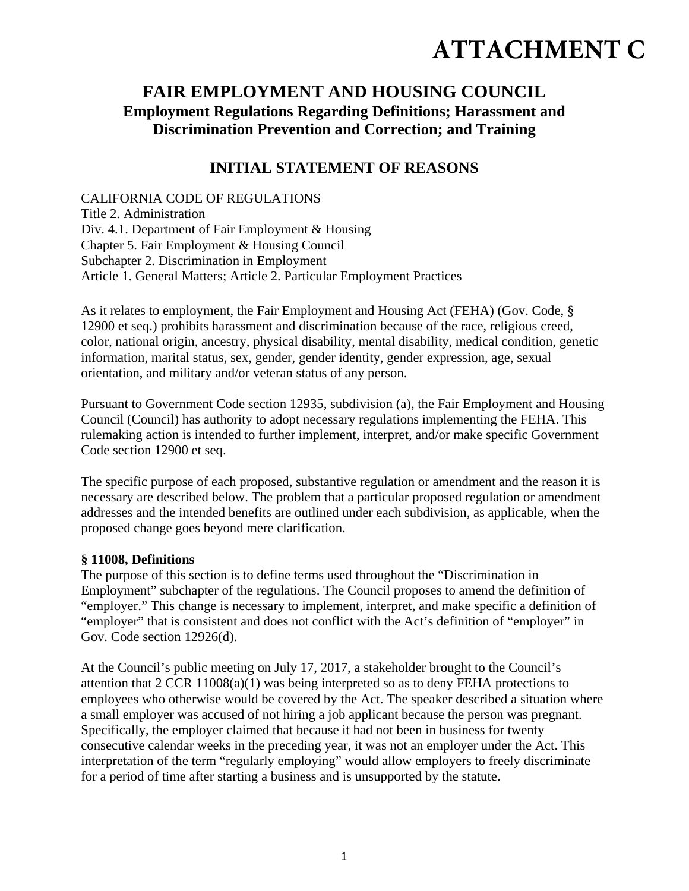# ATTACHMENT C

## FAIR EMPLOYMENT AND HOUSING COUNCIL

### Employment Regulations Regarding Definitions; Harassment and Discrimination Prevention and Correction; and Training

## INITIAL STATEMENT OF REASONS

CALIFORNIA CODE OF REGULATIONS
Title 2. Administration
Div. 4.1. Department of Fair Employment & Housing
Chapter 5. Fair Employment & Housing Council
Subchapter 2. Discrimination in Employment
Article 1. General Matters; Article 2. Particular Employment Practices

As it relates to employment, the Fair Employment and Housing Act (FEHA) (Gov. Code, § 12900 et seq.) prohibits harassment and discrimination because of the race, religious creed, color, national origin, ancestry, physical disability, mental disability, medical condition, genetic information, marital status, sex, gender, gender identity, gender expression, age, sexual orientation, and military and/or veteran status of any person.

Pursuant to Government Code section 12935, subdivision (a), the Fair Employment and Housing Council (Council) has authority to adopt necessary regulations implementing the FEHA. This rulemaking action is intended to further implement, interpret, and/or make specific Government Code section 12900 et seq.

The specific purpose of each proposed, substantive regulation or amendment and the reason it is necessary are described below. The problem that a particular proposed regulation or amendment addresses and the intended benefits are outlined under each subdivision, as applicable, when the proposed change goes beyond mere clarification.

**§ 11008, Definitions**
The purpose of this section is to define terms used throughout the "Discrimination in Employment" subchapter of the regulations. The Council proposes to amend the definition of "employer." This change is necessary to implement, interpret, and make specific a definition of "employer" that is consistent and does not conflict with the Act's definition of "employer" in Gov. Code section 12926(d).

At the Council's public meeting on July 17, 2017, a stakeholder brought to the Council's attention that 2 CCR 11008(a)(1) was being interpreted so as to deny FEHA protections to employees who otherwise would be covered by the Act. The speaker described a situation where a small employer was accused of not hiring a job applicant because the person was pregnant. Specifically, the employer claimed that because it had not been in business for twenty consecutive calendar weeks in the preceding year, it was not an employer under the Act. This interpretation of the term "regularly employing" would allow employers to freely discriminate for a period of time after starting a business and is unsupported by the statute.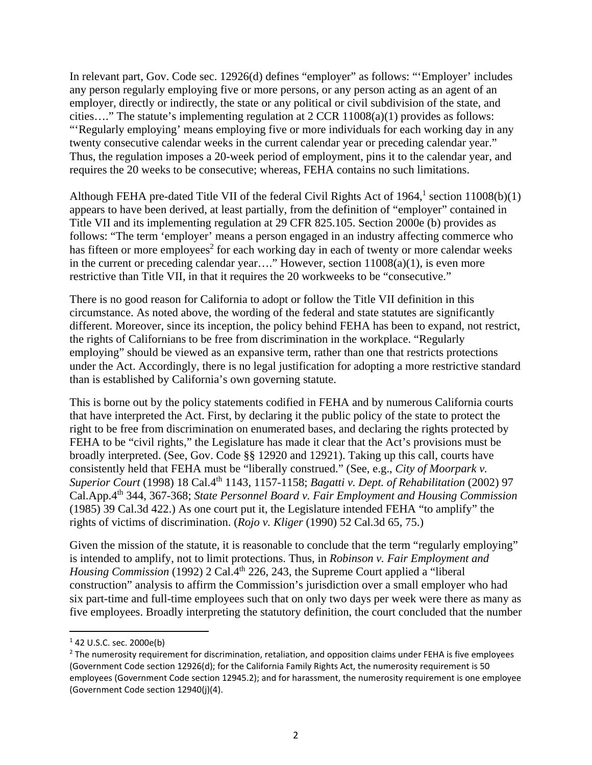In relevant part, Gov. Code sec. 12926(d) defines "employer" as follows: "'Employer' includes any person regularly employing five or more persons, or any person acting as an agent of an employer, directly or indirectly, the state or any political or civil subdivision of the state, and cities…." The statute's implementing regulation at 2 CCR 11008(a)(1) provides as follows: "'Regularly employing' means employing five or more individuals for each working day in any twenty consecutive calendar weeks in the current calendar year or preceding calendar year." Thus, the regulation imposes a 20-week period of employment, pins it to the calendar year, and requires the 20 weeks to be consecutive; whereas, FEHA contains no such limitations.

Although FEHA pre-dated Title VII of the federal Civil Rights Act of 1964,[1] section 11008(b)(1) appears to have been derived, at least partially, from the definition of "employer" contained in Title VII and its implementing regulation at 29 CFR 825.105. Section 2000e (b) provides as follows: "The term 'employer' means a person engaged in an industry affecting commerce who has fifteen or more employees[2] for each working day in each of twenty or more calendar weeks in the current or preceding calendar year…." However, section 11008(a)(1), is even more restrictive than Title VII, in that it requires the 20 workweeks to be "consecutive."

There is no good reason for California to adopt or follow the Title VII definition in this circumstance. As noted above, the wording of the federal and state statutes are significantly different. Moreover, since its inception, the policy behind FEHA has been to expand, not restrict, the rights of Californians to be free from discrimination in the workplace. "Regularly employing" should be viewed as an expansive term, rather than one that restricts protections under the Act. Accordingly, there is no legal justification for adopting a more restrictive standard than is established by California's own governing statute.

This is borne out by the policy statements codified in FEHA and by numerous California courts that have interpreted the Act. First, by declaring it the public policy of the state to protect the right to be free from discrimination on enumerated bases, and declaring the rights protected by FEHA to be "civil rights," the Legislature has made it clear that the Act's provisions must be broadly interpreted. (See, Gov. Code §§ 12920 and 12921). Taking up this call, courts have consistently held that FEHA must be "liberally construed." (See, e.g., *City of Moorpark v. Superior Court* (1998) 18 Cal.4th 1143, 1157-1158; *Bagatti v. Dept. of Rehabilitation* (2002) 97 Cal.App.4th 344, 367-368; *State Personnel Board v. Fair Employment and Housing Commission* (1985) 39 Cal.3d 422.) As one court put it, the Legislature intended FEHA "to amplify" the rights of victims of discrimination. (*Rojo v. Kliger* (1990) 52 Cal.3d 65, 75.)

Given the mission of the statute, it is reasonable to conclude that the term "regularly employing" is intended to amplify, not to limit protections. Thus, in *Robinson v. Fair Employment and Housing Commission* (1992) 2 Cal.4th 226, 243, the Supreme Court applied a "liberal construction" analysis to affirm the Commission's jurisdiction over a small employer who had six part-time and full-time employees such that on only two days per week were there as many as five employees. Broadly interpreting the statutory definition, the court concluded that the number

---

[1] 42 U.S.C. sec. 2000e(b)

[2] The numerosity requirement for discrimination, retaliation, and opposition claims under FEHA is five employees (Government Code section 12926(d); for the California Family Rights Act, the numerosity requirement is 50 employees (Government Code section 12945.2); and for harassment, the numerosity requirement is one employee (Government Code section 12940(j)(4).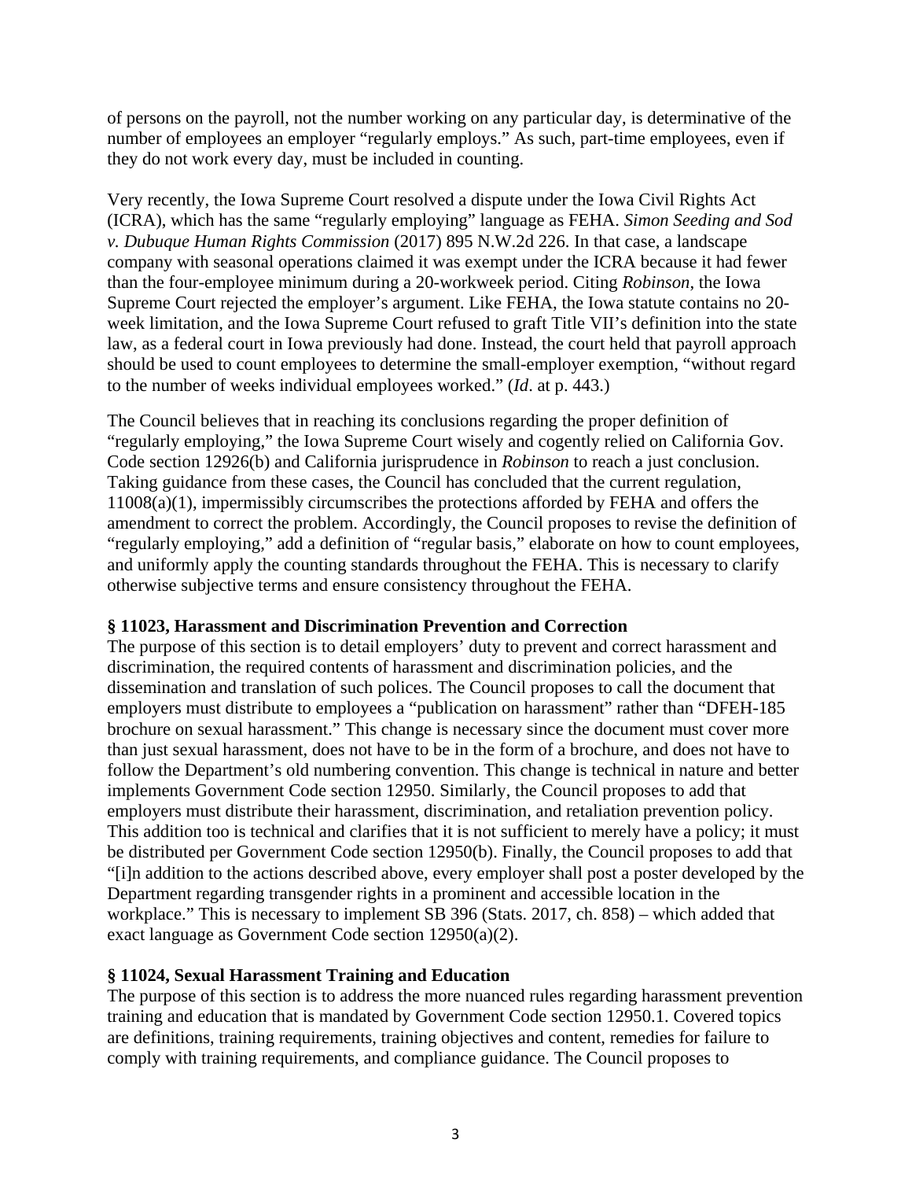of persons on the payroll, not the number working on any particular day, is determinative of the number of employees an employer "regularly employs." As such, part-time employees, even if they do not work every day, must be included in counting.

Very recently, the Iowa Supreme Court resolved a dispute under the Iowa Civil Rights Act (ICRA), which has the same "regularly employing" language as FEHA. *Simon Seeding and Sod v. Dubuque Human Rights Commission* (2017) 895 N.W.2d 226. In that case, a landscape company with seasonal operations claimed it was exempt under the ICRA because it had fewer than the four-employee minimum during a 20-workweek period. Citing *Robinson*, the Iowa Supreme Court rejected the employer's argument. Like FEHA, the Iowa statute contains no 20-week limitation, and the Iowa Supreme Court refused to graft Title VII's definition into the state law, as a federal court in Iowa previously had done. Instead, the court held that payroll approach should be used to count employees to determine the small-employer exemption, "without regard to the number of weeks individual employees worked." (*Id*. at p. 443.)

The Council believes that in reaching its conclusions regarding the proper definition of "regularly employing," the Iowa Supreme Court wisely and cogently relied on California Gov. Code section 12926(b) and California jurisprudence in *Robinson* to reach a just conclusion. Taking guidance from these cases, the Council has concluded that the current regulation, 11008(a)(1), impermissibly circumscribes the protections afforded by FEHA and offers the amendment to correct the problem. Accordingly, the Council proposes to revise the definition of "regularly employing," add a definition of "regular basis," elaborate on how to count employees, and uniformly apply the counting standards throughout the FEHA. This is necessary to clarify otherwise subjective terms and ensure consistency throughout the FEHA.

**§ 11023, Harassment and Discrimination Prevention and Correction**

The purpose of this section is to detail employers' duty to prevent and correct harassment and discrimination, the required contents of harassment and discrimination policies, and the dissemination and translation of such polices. The Council proposes to call the document that employers must distribute to employees a "publication on harassment" rather than "DFEH-185 brochure on sexual harassment." This change is necessary since the document must cover more than just sexual harassment, does not have to be in the form of a brochure, and does not have to follow the Department's old numbering convention. This change is technical in nature and better implements Government Code section 12950. Similarly, the Council proposes to add that employers must distribute their harassment, discrimination, and retaliation prevention policy. This addition too is technical and clarifies that it is not sufficient to merely have a policy; it must be distributed per Government Code section 12950(b). Finally, the Council proposes to add that "[i]n addition to the actions described above, every employer shall post a poster developed by the Department regarding transgender rights in a prominent and accessible location in the workplace." This is necessary to implement SB 396 (Stats. 2017, ch. 858) – which added that exact language as Government Code section 12950(a)(2).

**§ 11024, Sexual Harassment Training and Education**

The purpose of this section is to address the more nuanced rules regarding harassment prevention training and education that is mandated by Government Code section 12950.1. Covered topics are definitions, training requirements, training objectives and content, remedies for failure to comply with training requirements, and compliance guidance. The Council proposes to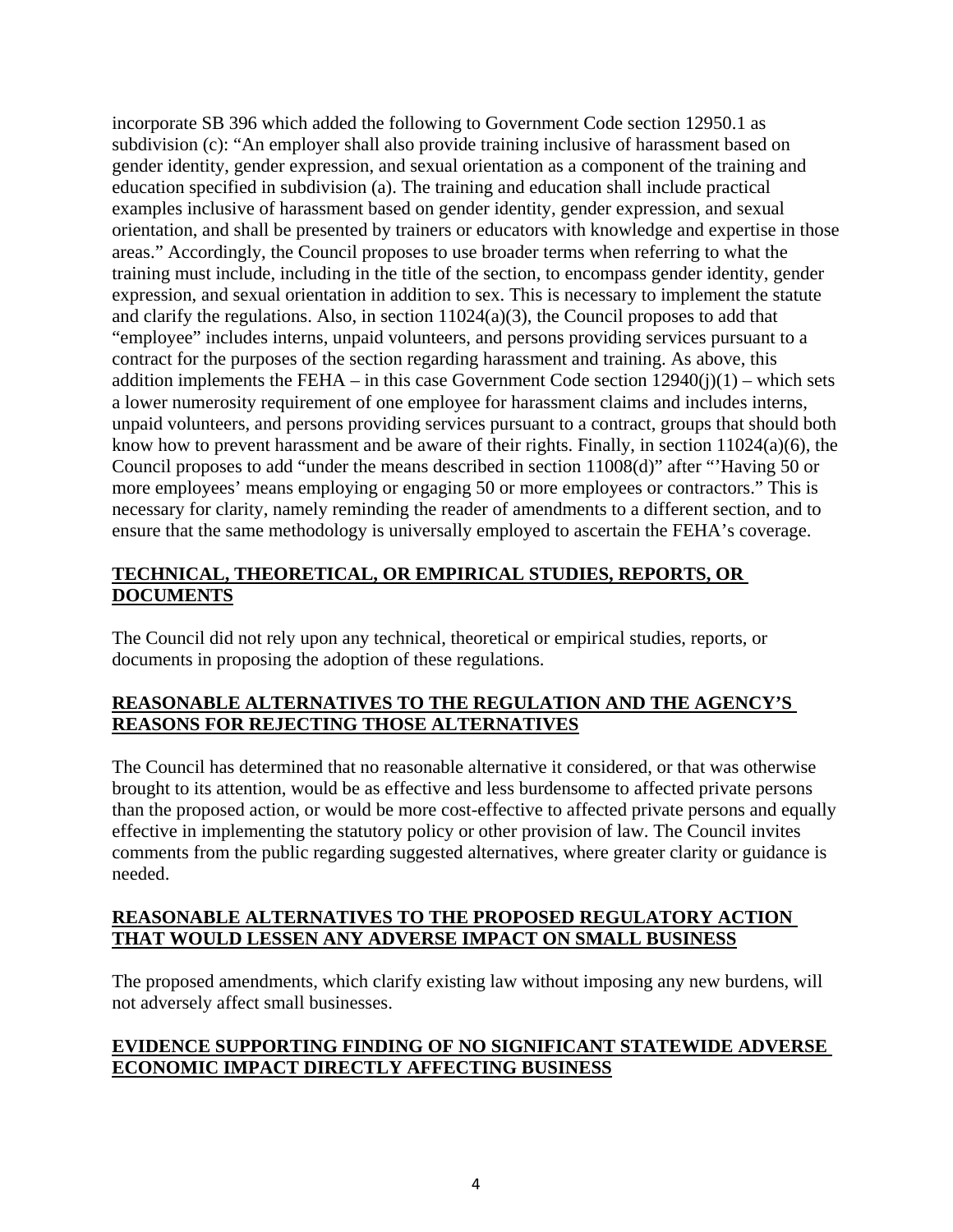incorporate SB 396 which added the following to Government Code section 12950.1 as subdivision (c): "An employer shall also provide training inclusive of harassment based on gender identity, gender expression, and sexual orientation as a component of the training and education specified in subdivision (a). The training and education shall include practical examples inclusive of harassment based on gender identity, gender expression, and sexual orientation, and shall be presented by trainers or educators with knowledge and expertise in those areas." Accordingly, the Council proposes to use broader terms when referring to what the training must include, including in the title of the section, to encompass gender identity, gender expression, and sexual orientation in addition to sex. This is necessary to implement the statute and clarify the regulations. Also, in section 11024(a)(3), the Council proposes to add that "employee" includes interns, unpaid volunteers, and persons providing services pursuant to a contract for the purposes of the section regarding harassment and training. As above, this addition implements the FEHA – in this case Government Code section 12940(j)(1) – which sets a lower numerosity requirement of one employee for harassment claims and includes interns, unpaid volunteers, and persons providing services pursuant to a contract, groups that should both know how to prevent harassment and be aware of their rights. Finally, in section 11024(a)(6), the Council proposes to add "under the means described in section 11008(d)" after "'Having 50 or more employees' means employing or engaging 50 or more employees or contractors." This is necessary for clarity, namely reminding the reader of amendments to a different section, and to ensure that the same methodology is universally employed to ascertain the FEHA's coverage.

## TECHNICAL, THEORETICAL, OR EMPIRICAL STUDIES, REPORTS, OR DOCUMENTS

The Council did not rely upon any technical, theoretical or empirical studies, reports, or documents in proposing the adoption of these regulations.

## REASONABLE ALTERNATIVES TO THE REGULATION AND THE AGENCY'S REASONS FOR REJECTING THOSE ALTERNATIVES

The Council has determined that no reasonable alternative it considered, or that was otherwise brought to its attention, would be as effective and less burdensome to affected private persons than the proposed action, or would be more cost-effective to affected private persons and equally effective in implementing the statutory policy or other provision of law. The Council invites comments from the public regarding suggested alternatives, where greater clarity or guidance is needed.

## REASONABLE ALTERNATIVES TO THE PROPOSED REGULATORY ACTION THAT WOULD LESSEN ANY ADVERSE IMPACT ON SMALL BUSINESS

The proposed amendments, which clarify existing law without imposing any new burdens, will not adversely affect small businesses.

## EVIDENCE SUPPORTING FINDING OF NO SIGNIFICANT STATEWIDE ADVERSE ECONOMIC IMPACT DIRECTLY AFFECTING BUSINESS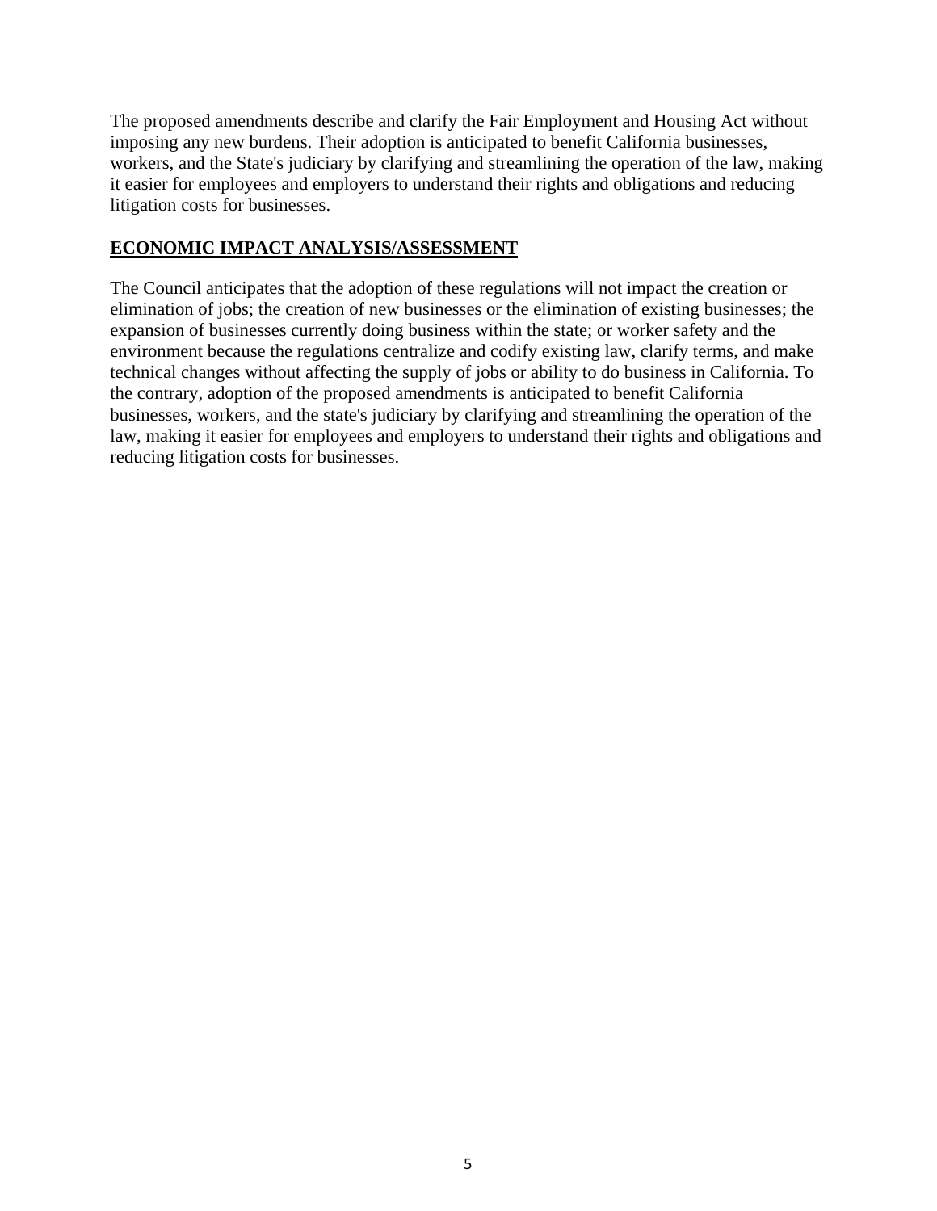The proposed amendments describe and clarify the Fair Employment and Housing Act without imposing any new burdens. Their adoption is anticipated to benefit California businesses, workers, and the State's judiciary by clarifying and streamlining the operation of the law, making it easier for employees and employers to understand their rights and obligations and reducing litigation costs for businesses.

## ECONOMIC IMPACT ANALYSIS/ASSESSMENT

The Council anticipates that the adoption of these regulations will not impact the creation or elimination of jobs; the creation of new businesses or the elimination of existing businesses; the expansion of businesses currently doing business within the state; or worker safety and the environment because the regulations centralize and codify existing law, clarify terms, and make technical changes without affecting the supply of jobs or ability to do business in California. To the contrary, adoption of the proposed amendments is anticipated to benefit California businesses, workers, and the state's judiciary by clarifying and streamlining the operation of the law, making it easier for employees and employers to understand their rights and obligations and reducing litigation costs for businesses.